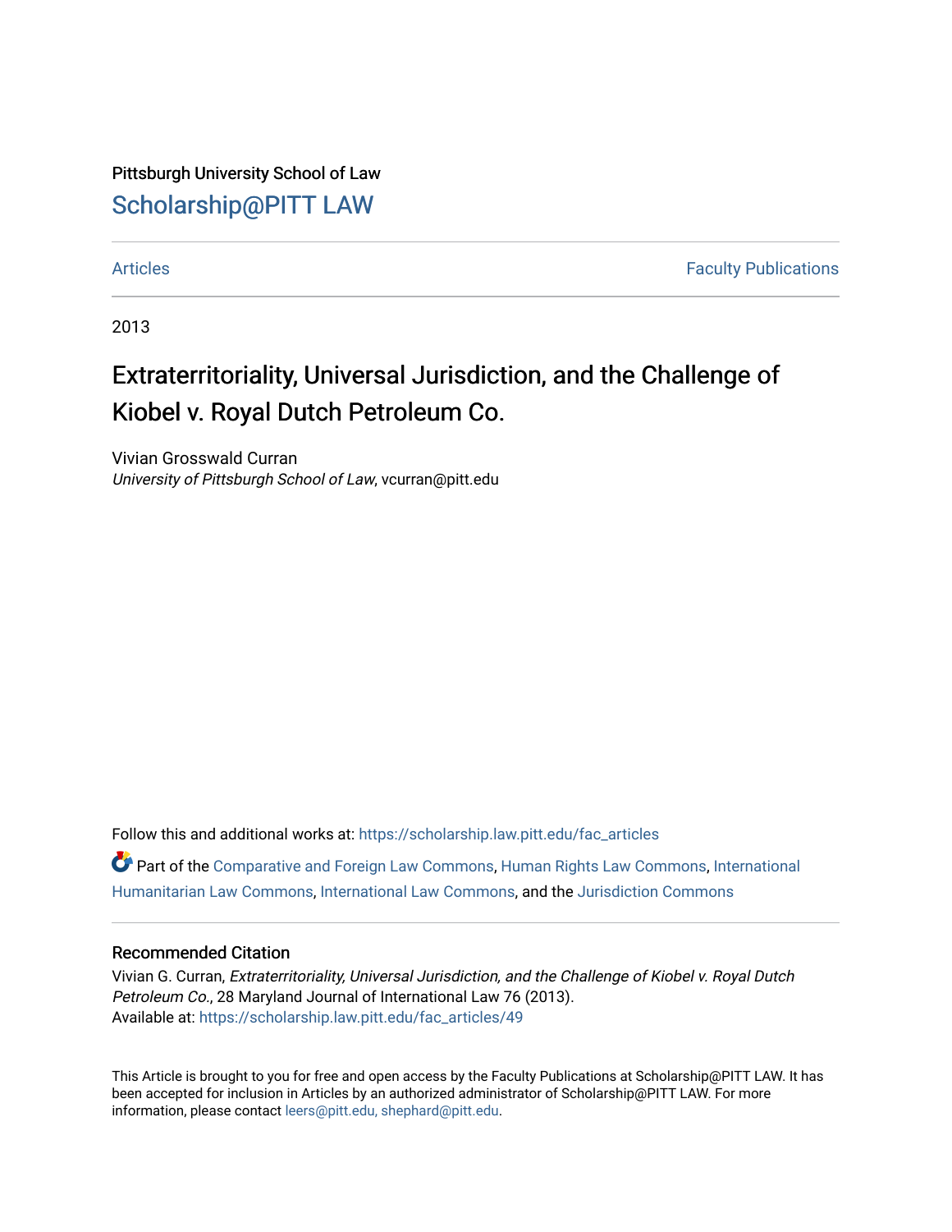Pittsburgh University School of Law

# Scholarship@PITT LAW

Articles | Faculty Publications

2013

# Extraterritoriality, Universal Jurisdiction, and the Challenge of Kiobel v. Royal Dutch Petroleum Co.

Vivian Grosswald Curran
*University of Pittsburgh School of Law*, vcurran@pitt.edu

Follow this and additional works at: https://scholarship.law.pitt.edu/fac_articles

Part of the Comparative and Foreign Law Commons, Human Rights Law Commons, International Humanitarian Law Commons, International Law Commons, and the Jurisdiction Commons

## Recommended Citation

Vivian G. Curran, *Extraterritoriality, Universal Jurisdiction, and the Challenge of Kiobel v. Royal Dutch Petroleum Co.*, 28 Maryland Journal of International Law 76 (2013).
Available at: https://scholarship.law.pitt.edu/fac_articles/49

This Article is brought to you for free and open access by the Faculty Publications at Scholarship@PITT LAW. It has been accepted for inclusion in Articles by an authorized administrator of Scholarship@PITT LAW. For more information, please contact leers@pitt.edu, shephard@pitt.edu.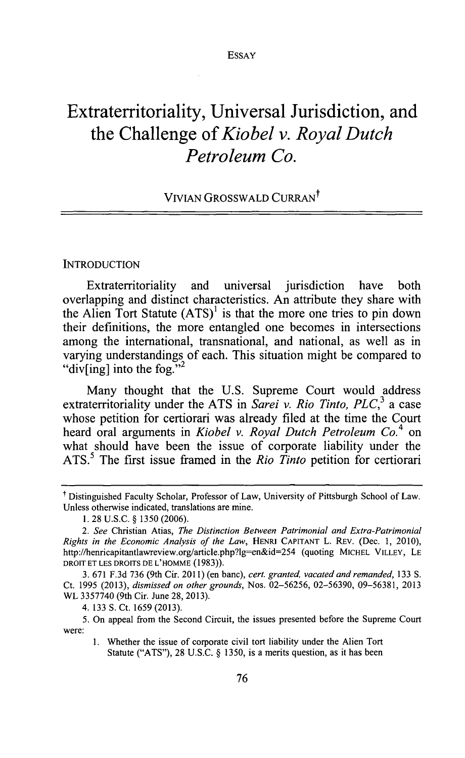ESSAY

# Extraterritoriality, Universal Jurisdiction, and the Challenge of *Kiobel v. Royal Dutch Petroleum Co.*

VIVIAN GROSSWALD CURRAN[†]

## INTRODUCTION

Extraterritoriality and universal jurisdiction have both overlapping and distinct characteristics. An attribute they share with the Alien Tort Statute (ATS)[1] is that the more one tries to pin down their definitions, the more entangled one becomes in intersections among the international, transnational, and national, as well as in varying understandings of each. This situation might be compared to "div[ing] into the fog."[2]

Many thought that the U.S. Supreme Court would address extraterritoriality under the ATS in *Sarei v. Rio Tinto, PLC*,[3] a case whose petition for certiorari was already filed at the time the Court heard oral arguments in *Kiobel v. Royal Dutch Petroleum Co.*[4] on what should have been the issue of corporate liability under the ATS.[5] The first issue framed in the *Rio Tinto* petition for certiorari

---

† Distinguished Faculty Scholar, Professor of Law, University of Pittsburgh School of Law. Unless otherwise indicated, translations are mine.

1. 28 U.S.C. § 1350 (2006).

2. *See* Christian Atias, *The Distinction Between Patrimonial and Extra-Patrimonial Rights in the Economic Analysis of the Law*, HENRI CAPITANT L. REV. (Dec. 1, 2010), http://henricapitantlawreview.org/article.php?lg=en&id=254 (quoting MICHEL VILLEY, LE DROIT ET LES DROITS DE L'HOMME (1983)).

3. 671 F.3d 736 (9th Cir. 2011) (en banc), *cert. granted, vacated and remanded*, 133 S. Ct. 1995 (2013), *dismissed on other grounds*, Nos. 02–56256, 02–56390, 09–56381, 2013 WL 3357740 (9th Cir. June 28, 2013).

4. 133 S. Ct. 1659 (2013).

5. On appeal from the Second Circuit, the issues presented before the Supreme Court were:

> 1. Whether the issue of corporate civil tort liability under the Alien Tort Statute ("ATS"), 28 U.S.C. § 1350, is a merits question, as it has been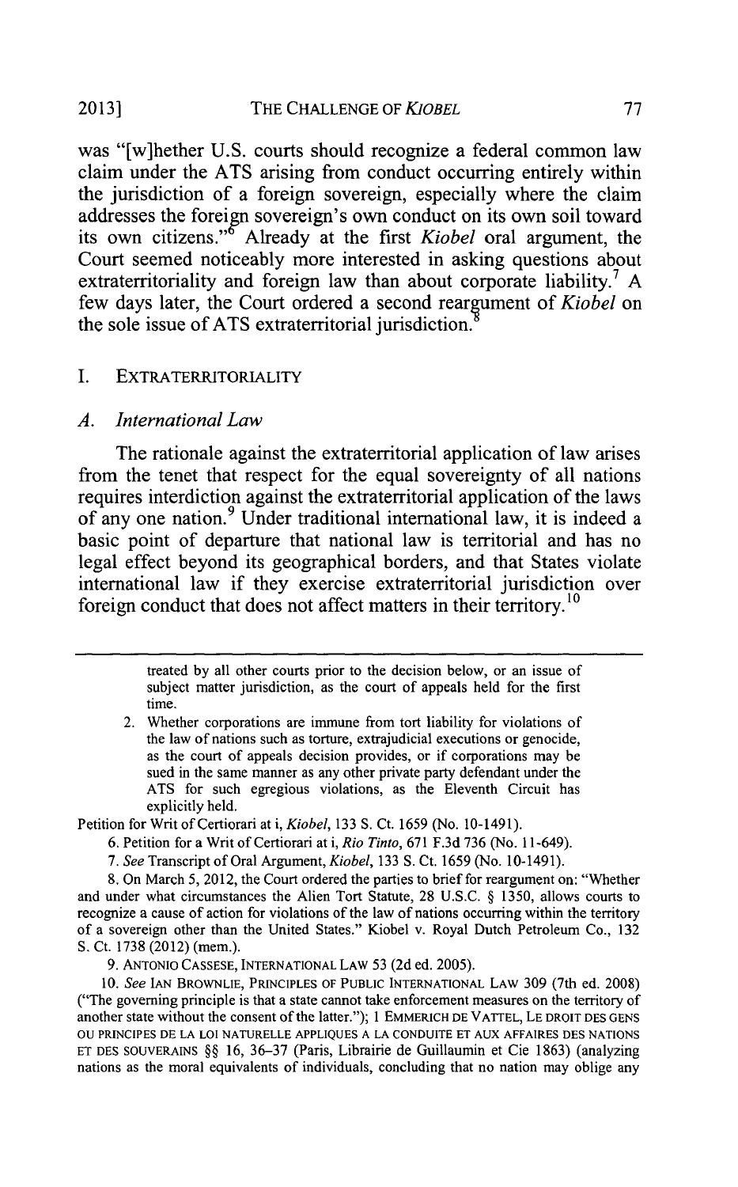was "[w]hether U.S. courts should recognize a federal common law claim under the ATS arising from conduct occurring entirely within the jurisdiction of a foreign sovereign, especially where the claim addresses the foreign sovereign's own conduct on its own soil toward its own citizens."[6] Already at the first *Kiobel* oral argument, the Court seemed noticeably more interested in asking questions about extraterritoriality and foreign law than about corporate liability.[7] A few days later, the Court ordered a second reargument of *Kiobel* on the sole issue of ATS extraterritorial jurisdiction.[8]

## I. EXTRATERRITORIALITY

### *A. International Law*

The rationale against the extraterritorial application of law arises from the tenet that respect for the equal sovereignty of all nations requires interdiction against the extraterritorial application of the laws of any one nation.[9] Under traditional international law, it is indeed a basic point of departure that national law is territorial and has no legal effect beyond its geographical borders, and that States violate international law if they exercise extraterritorial jurisdiction over foreign conduct that does not affect matters in their territory.[10]

---

treated by all other courts prior to the decision below, or an issue of subject matter jurisdiction, as the court of appeals held for the first time.

2. Whether corporations are immune from tort liability for violations of the law of nations such as torture, extrajudicial executions or genocide, as the court of appeals decision provides, or if corporations may be sued in the same manner as any other private party defendant under the ATS for such egregious violations, as the Eleventh Circuit has explicitly held.

Petition for Writ of Certiorari at i, *Kiobel*, 133 S. Ct. 1659 (No. 10-1491).

6. Petition for a Writ of Certiorari at i, *Rio Tinto*, 671 F.3d 736 (No. 11-649).

7. *See* Transcript of Oral Argument, *Kiobel*, 133 S. Ct. 1659 (No. 10-1491).

8. On March 5, 2012, the Court ordered the parties to brief for reargument on: "Whether and under what circumstances the Alien Tort Statute, 28 U.S.C. § 1350, allows courts to recognize a cause of action for violations of the law of nations occurring within the territory of a sovereign other than the United States." Kiobel v. Royal Dutch Petroleum Co., 132 S. Ct. 1738 (2012) (mem.).

9. ANTONIO CASSESE, INTERNATIONAL LAW 53 (2d ed. 2005).

10. *See* IAN BROWNLIE, PRINCIPLES OF PUBLIC INTERNATIONAL LAW 309 (7th ed. 2008) ("The governing principle is that a state cannot take enforcement measures on the territory of another state without the consent of the latter."); 1 EMMERICH DE VATTEL, LE DROIT DES GENS OU PRINCIPES DE LA LOI NATURELLE APPLIQUES A LA CONDUITE ET AUX AFFAIRES DES NATIONS ET DES SOUVERAINS §§ 16, 36–37 (Paris, Librairie de Guillaumin et Cie 1863) (analyzing nations as the moral equivalents of individuals, concluding that no nation may oblige any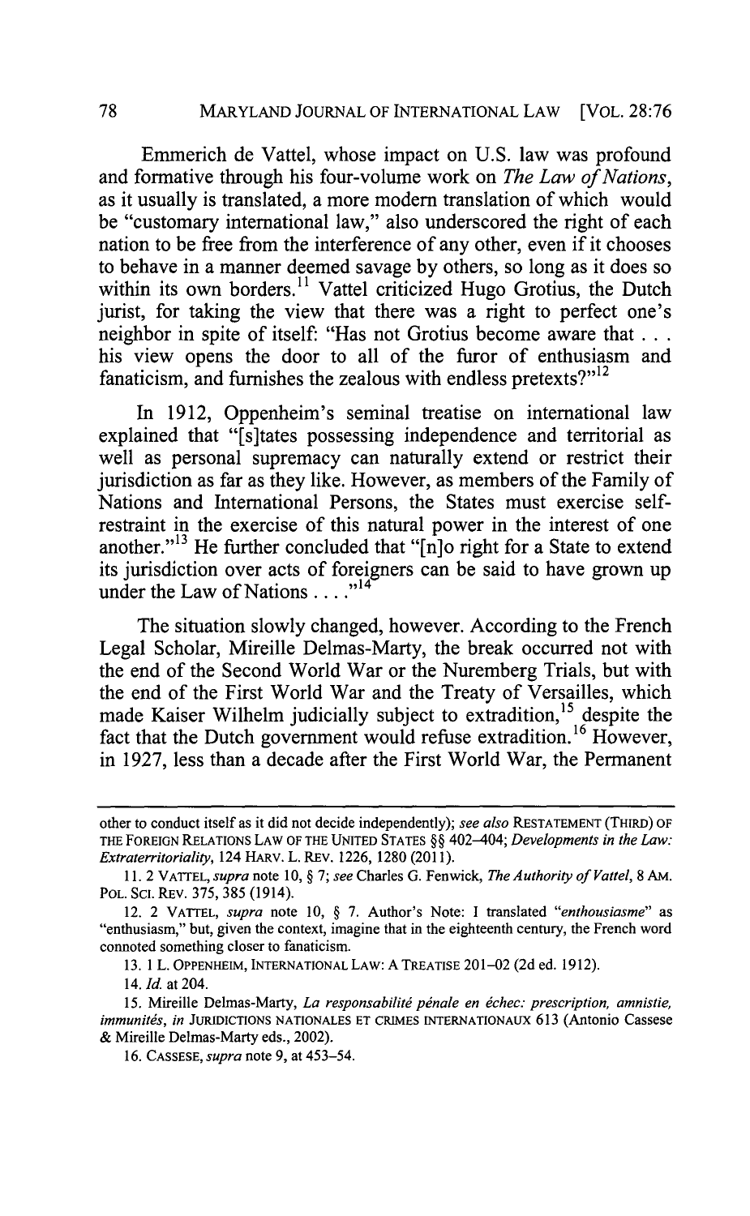Emmerich de Vattel, whose impact on U.S. law was profound and formative through his four-volume work on *The Law of Nations*, as it usually is translated, a more modern translation of which would be "customary international law," also underscored the right of each nation to be free from the interference of any other, even if it chooses to behave in a manner deemed savage by others, so long as it does so within its own borders.[11] Vattel criticized Hugo Grotius, the Dutch jurist, for taking the view that there was a right to perfect one's neighbor in spite of itself: "Has not Grotius become aware that . . . his view opens the door to all of the furor of enthusiasm and fanaticism, and furnishes the zealous with endless pretexts?"[12]

In 1912, Oppenheim's seminal treatise on international law explained that "[s]tates possessing independence and territorial as well as personal supremacy can naturally extend or restrict their jurisdiction as far as they like. However, as members of the Family of Nations and International Persons, the States must exercise self-restraint in the exercise of this natural power in the interest of one another."[13] He further concluded that "[n]o right for a State to extend its jurisdiction over acts of foreigners can be said to have grown up under the Law of Nations . . . ."[14]

The situation slowly changed, however. According to the French Legal Scholar, Mireille Delmas-Marty, the break occurred not with the end of the Second World War or the Nuremberg Trials, but with the end of the First World War and the Treaty of Versailles, which made Kaiser Wilhelm judicially subject to extradition,[15] despite the fact that the Dutch government would refuse extradition.[16] However, in 1927, less than a decade after the First World War, the Permanent

---

other to conduct itself as it did not decide independently); *see also* RESTATEMENT (THIRD) OF THE FOREIGN RELATIONS LAW OF THE UNITED STATES §§ 402–404; *Developments in the Law: Extraterritoriality*, 124 HARV. L. REV. 1226, 1280 (2011).

11. 2 VATTEL, *supra* note 10, § 7; *see* Charles G. Fenwick, *The Authority of Vattel*, 8 AM. POL. SCI. REV. 375, 385 (1914).

12. 2 VATTEL, *supra* note 10, § 7. Author's Note: I translated "*enthousiasme*" as "enthusiasm," but, given the context, imagine that in the eighteenth century, the French word connoted something closer to fanaticism.

13. 1 L. OPPENHEIM, INTERNATIONAL LAW: A TREATISE 201–02 (2d ed. 1912).

14. *Id.* at 204.

15. Mireille Delmas-Marty, *La responsabilité pénale en échec: prescription, amnistie, immunités*, *in* JURIDICTIONS NATIONALES ET CRIMES INTERNATIONAUX 613 (Antonio Cassese & Mireille Delmas-Marty eds., 2002).

16. CASSESE, *supra* note 9, at 453–54.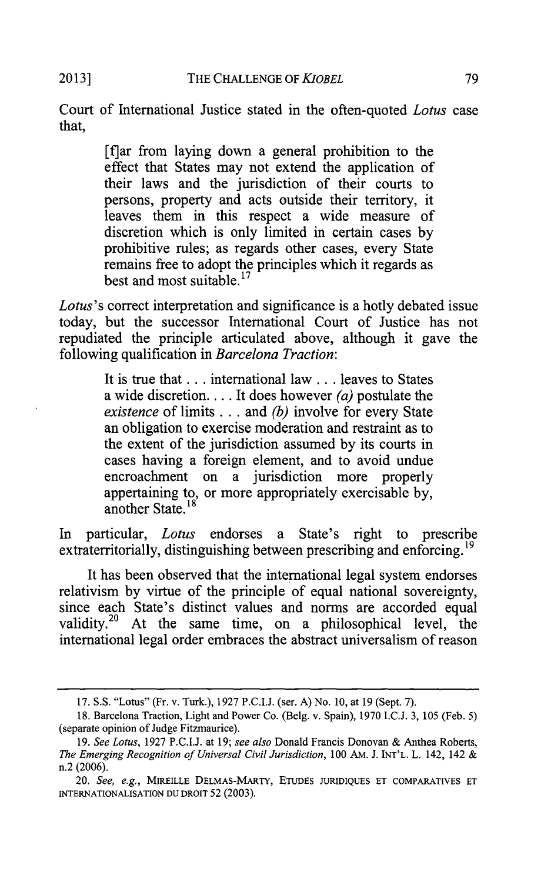Court of International Justice stated in the often-quoted *Lotus* case that,

> [f]ar from laying down a general prohibition to the effect that States may not extend the application of their laws and the jurisdiction of their courts to persons, property and acts outside their territory, it leaves them in this respect a wide measure of discretion which is only limited in certain cases by prohibitive rules; as regards other cases, every State remains free to adopt the principles which it regards as best and most suitable.[17]

*Lotus*'s correct interpretation and significance is a hotly debated issue today, but the successor International Court of Justice has not repudiated the principle articulated above, although it gave the following qualification in *Barcelona Traction*:

> It is true that . . . international law . . . leaves to States a wide discretion. . . . It does however *(a)* postulate the *existence* of limits . . . and *(b)* involve for every State an obligation to exercise moderation and restraint as to the extent of the jurisdiction assumed by its courts in cases having a foreign element, and to avoid undue encroachment on a jurisdiction more properly appertaining to, or more appropriately exercisable by, another State.[18]

In particular, *Lotus* endorses a State's right to prescribe extraterritorially, distinguishing between prescribing and enforcing.[19]

It has been observed that the international legal system endorses relativism by virtue of the principle of equal national sovereignty, since each State's distinct values and norms are accorded equal validity.[20] At the same time, on a philosophical level, the international legal order embraces the abstract universalism of reason

---

17. S.S. "Lotus" (Fr. v. Turk.), 1927 P.C.I.J. (ser. A) No. 10, at 19 (Sept. 7).

18. Barcelona Traction, Light and Power Co. (Belg. v. Spain), 1970 I.C.J. 3, 105 (Feb. 5) (separate opinion of Judge Fitzmaurice).

19. *See Lotus*, 1927 P.C.I.J. at 19; *see also* Donald Francis Donovan & Anthea Roberts, *The Emerging Recognition of Universal Civil Jurisdiction*, 100 AM. J. INT'L. L. 142, 142 & n.2 (2006).

20. *See, e.g.*, MIREILLE DELMAS-MARTY, ETUDES JURIDIQUES ET COMPARATIVES ET INTERNATIONALISATION DU DROIT 52 (2003).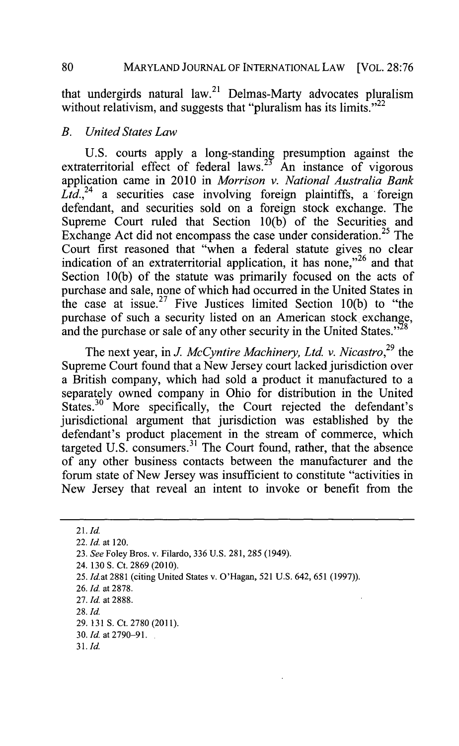that undergirds natural law.[21] Delmas-Marty advocates pluralism without relativism, and suggests that "pluralism has its limits."[22]

### *B. United States Law*

U.S. courts apply a long-standing presumption against the extraterritorial effect of federal laws.[23] An instance of vigorous application came in 2010 in *Morrison v. National Australia Bank Ltd.*,[24] a securities case involving foreign plaintiffs, a foreign defendant, and securities sold on a foreign stock exchange. The Supreme Court ruled that Section 10(b) of the Securities and Exchange Act did not encompass the case under consideration.[25] The Court first reasoned that "when a federal statute gives no clear indication of an extraterritorial application, it has none,"[26] and that Section 10(b) of the statute was primarily focused on the acts of purchase and sale, none of which had occurred in the United States in the case at issue.[27] Five Justices limited Section 10(b) to "the purchase of such a security listed on an American stock exchange, and the purchase or sale of any other security in the United States."[28]

The next year, in *J. McCyntire Machinery, Ltd. v. Nicastro*,[29] the Supreme Court found that a New Jersey court lacked jurisdiction over a British company, which had sold a product it manufactured to a separately owned company in Ohio for distribution in the United States.[30] More specifically, the Court rejected the defendant's jurisdictional argument that jurisdiction was established by the defendant's product placement in the stream of commerce, which targeted U.S. consumers.[31] The Court found, rather, that the absence of any other business contacts between the manufacturer and the forum state of New Jersey was insufficient to constitute "activities in New Jersey that reveal an intent to invoke or benefit from the

---

21. *Id.*
22. *Id.* at 120.
23. *See* Foley Bros. v. Filardo, 336 U.S. 281, 285 (1949).
24. 130 S. Ct. 2869 (2010).
25. *Id.*at 2881 (citing United States v. O'Hagan, 521 U.S. 642, 651 (1997)).
26. *Id.* at 2878.
27. *Id.* at 2888.
28. *Id.*
29. 131 S. Ct. 2780 (2011).
30. *Id.* at 2790–91.
31. *Id.*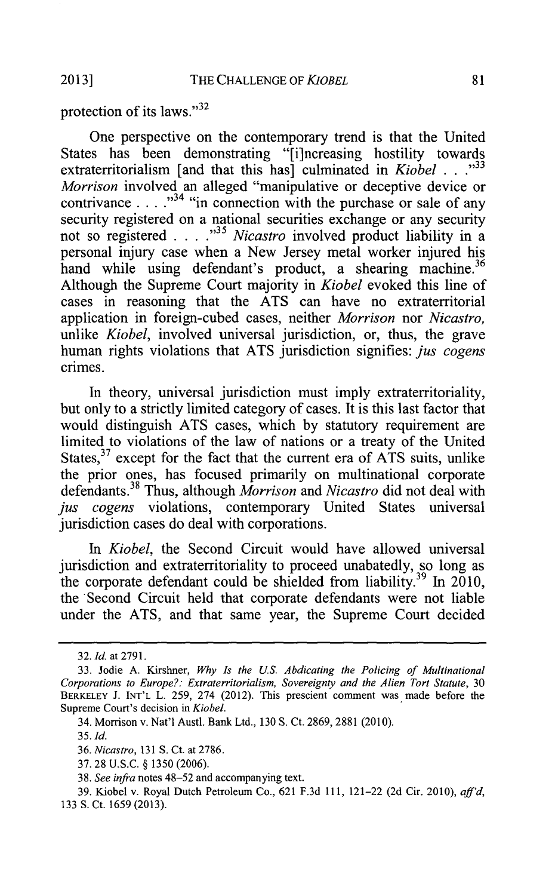protection of its laws."[32]

One perspective on the contemporary trend is that the United States has been demonstrating "[i]ncreasing hostility towards extraterritorialism [and that this has] culminated in *Kiobel* . . . ."[33] *Morrison* involved an alleged "manipulative or deceptive device or contrivance . . . ."[34] "in connection with the purchase or sale of any security registered on a national securities exchange or any security not so registered . . . ."[35] *Nicastro* involved product liability in a personal injury case when a New Jersey metal worker injured his hand while using defendant's product, a shearing machine.[36] Although the Supreme Court majority in *Kiobel* evoked this line of cases in reasoning that the ATS can have no extraterritorial application in foreign-cubed cases, neither *Morrison* nor *Nicastro*, unlike *Kiobel*, involved universal jurisdiction, or, thus, the grave human rights violations that ATS jurisdiction signifies: *jus cogens* crimes.

In theory, universal jurisdiction must imply extraterritoriality, but only to a strictly limited category of cases. It is this last factor that would distinguish ATS cases, which by statutory requirement are limited to violations of the law of nations or a treaty of the United States,[37] except for the fact that the current era of ATS suits, unlike the prior ones, has focused primarily on multinational corporate defendants.[38] Thus, although *Morrison* and *Nicastro* did not deal with *jus cogens* violations, contemporary United States universal jurisdiction cases do deal with corporations.

In *Kiobel*, the Second Circuit would have allowed universal jurisdiction and extraterritoriality to proceed unabatedly, so long as the corporate defendant could be shielded from liability.[39] In 2010, the Second Circuit held that corporate defendants were not liable under the ATS, and that same year, the Supreme Court decided

---

32. *Id.* at 2791.

33. Jodie A. Kirshner, *Why Is the U.S. Abdicating the Policing of Multinational Corporations to Europe?: Extraterritorialism, Sovereignty and the Alien Tort Statute*, 30 BERKELEY J. INT'L L. 259, 274 (2012). This prescient comment was made before the Supreme Court's decision in *Kiobel*.

34. Morrison v. Nat'l Austl. Bank Ltd., 130 S. Ct. 2869, 2881 (2010).

35. *Id.*

36. *Nicastro*, 131 S. Ct. at 2786.

37. 28 U.S.C. § 1350 (2006).

38. *See infra* notes 48–52 and accompanying text.

39. Kiobel v. Royal Dutch Petroleum Co., 621 F.3d 111, 121–22 (2d Cir. 2010), *aff'd*, 133 S. Ct. 1659 (2013).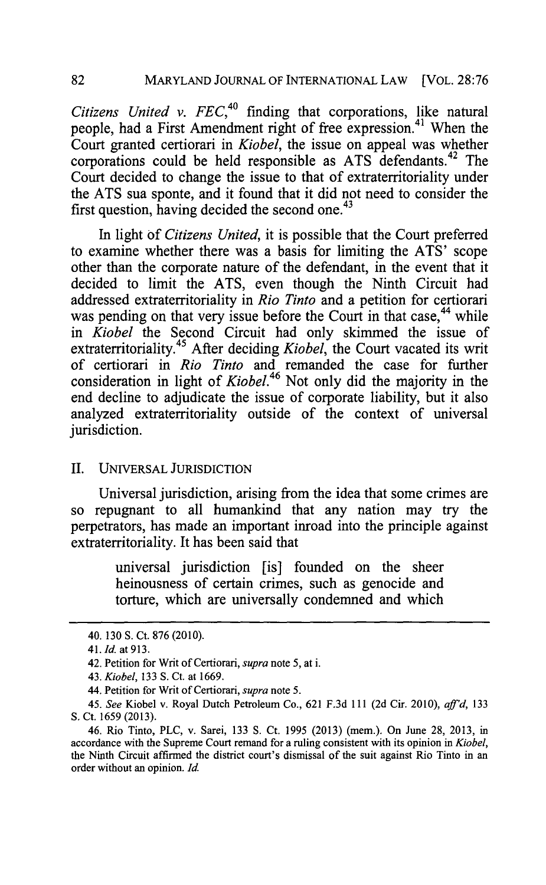*Citizens United v. FEC*,[40] finding that corporations, like natural people, had a First Amendment right of free expression.[41] When the Court granted certiorari in *Kiobel*, the issue on appeal was whether corporations could be held responsible as ATS defendants.[42] The Court decided to change the issue to that of extraterritoriality under the ATS sua sponte, and it found that it did not need to consider the first question, having decided the second one.[43]

In light of *Citizens United*, it is possible that the Court preferred to examine whether there was a basis for limiting the ATS' scope other than the corporate nature of the defendant, in the event that it decided to limit the ATS, even though the Ninth Circuit had addressed extraterritoriality in *Rio Tinto* and a petition for certiorari was pending on that very issue before the Court in that case,[44] while in *Kiobel* the Second Circuit had only skimmed the issue of extraterritoriality.[45] After deciding *Kiobel*, the Court vacated its writ of certiorari in *Rio Tinto* and remanded the case for further consideration in light of *Kiobel*.[46] Not only did the majority in the end decline to adjudicate the issue of corporate liability, but it also analyzed extraterritoriality outside of the context of universal jurisdiction.

## II. UNIVERSAL JURISDICTION

Universal jurisdiction, arising from the idea that some crimes are so repugnant to all humankind that any nation may try the perpetrators, has made an important inroad into the principle against extraterritoriality. It has been said that

> universal jurisdiction [is] founded on the sheer heinousness of certain crimes, such as genocide and torture, which are universally condemned and which

---

40. 130 S. Ct. 876 (2010).

41. *Id.* at 913.

42. Petition for Writ of Certiorari, *supra* note 5, at i.

43. *Kiobel*, 133 S. Ct. at 1669.

44. Petition for Writ of Certiorari, *supra* note 5.

45. *See* Kiobel v. Royal Dutch Petroleum Co., 621 F.3d 111 (2d Cir. 2010), *aff'd*, 133 S. Ct. 1659 (2013).

46. Rio Tinto, PLC, v. Sarei, 133 S. Ct. 1995 (2013) (mem.). On June 28, 2013, in accordance with the Supreme Court remand for a ruling consistent with its opinion in *Kiobel*, the Ninth Circuit affirmed the district court's dismissal of the suit against Rio Tinto in an order without an opinion. *Id.*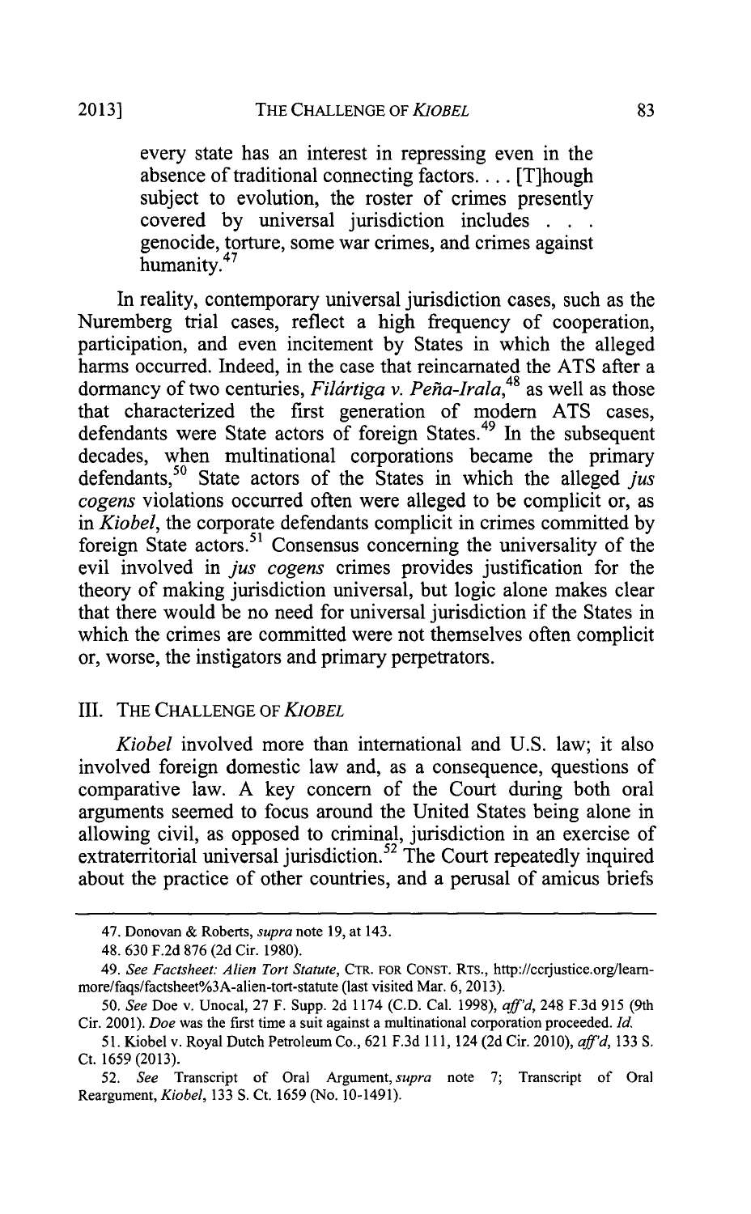every state has an interest in repressing even in the absence of traditional connecting factors. . . . [T]hough subject to evolution, the roster of crimes presently covered by universal jurisdiction includes . . . genocide, torture, some war crimes, and crimes against humanity.[47]

In reality, contemporary universal jurisdiction cases, such as the Nuremberg trial cases, reflect a high frequency of cooperation, participation, and even incitement by States in which the alleged harms occurred. Indeed, in the case that reincarnated the ATS after a dormancy of two centuries, *Filártiga v. Peña-Irala*,[48] as well as those that characterized the first generation of modern ATS cases, defendants were State actors of foreign States.[49] In the subsequent decades, when multinational corporations became the primary defendants,[50] State actors of the States in which the alleged *jus cogens* violations occurred often were alleged to be complicit or, as in *Kiobel*, the corporate defendants complicit in crimes committed by foreign State actors.[51] Consensus concerning the universality of the evil involved in *jus cogens* crimes provides justification for the theory of making jurisdiction universal, but logic alone makes clear that there would be no need for universal jurisdiction if the States in which the crimes are committed were not themselves often complicit or, worse, the instigators and primary perpetrators.

## III. THE CHALLENGE OF *KIOBEL*

*Kiobel* involved more than international and U.S. law; it also involved foreign domestic law and, as a consequence, questions of comparative law. A key concern of the Court during both oral arguments seemed to focus around the United States being alone in allowing civil, as opposed to criminal, jurisdiction in an exercise of extraterritorial universal jurisdiction.[52] The Court repeatedly inquired about the practice of other countries, and a perusal of amicus briefs

---

47. Donovan & Roberts, *supra* note 19, at 143.

48. 630 F.2d 876 (2d Cir. 1980).

49. *See Factsheet: Alien Tort Statute*, CTR. FOR CONST. RTS., http://ccrjustice.org/learn-more/faqs/factsheet%3A-alien-tort-statute (last visited Mar. 6, 2013).

50. *See* Doe v. Unocal, 27 F. Supp. 2d 1174 (C.D. Cal. 1998), *aff'd*, 248 F.3d 915 (9th Cir. 2001). *Doe* was the first time a suit against a multinational corporation proceeded. *Id.*

51. Kiobel v. Royal Dutch Petroleum Co., 621 F.3d 111, 124 (2d Cir. 2010), *aff'd*, 133 S. Ct. 1659 (2013).

52. *See* Transcript of Oral Argument, *supra* note 7; Transcript of Oral Reargument, *Kiobel*, 133 S. Ct. 1659 (No. 10-1491).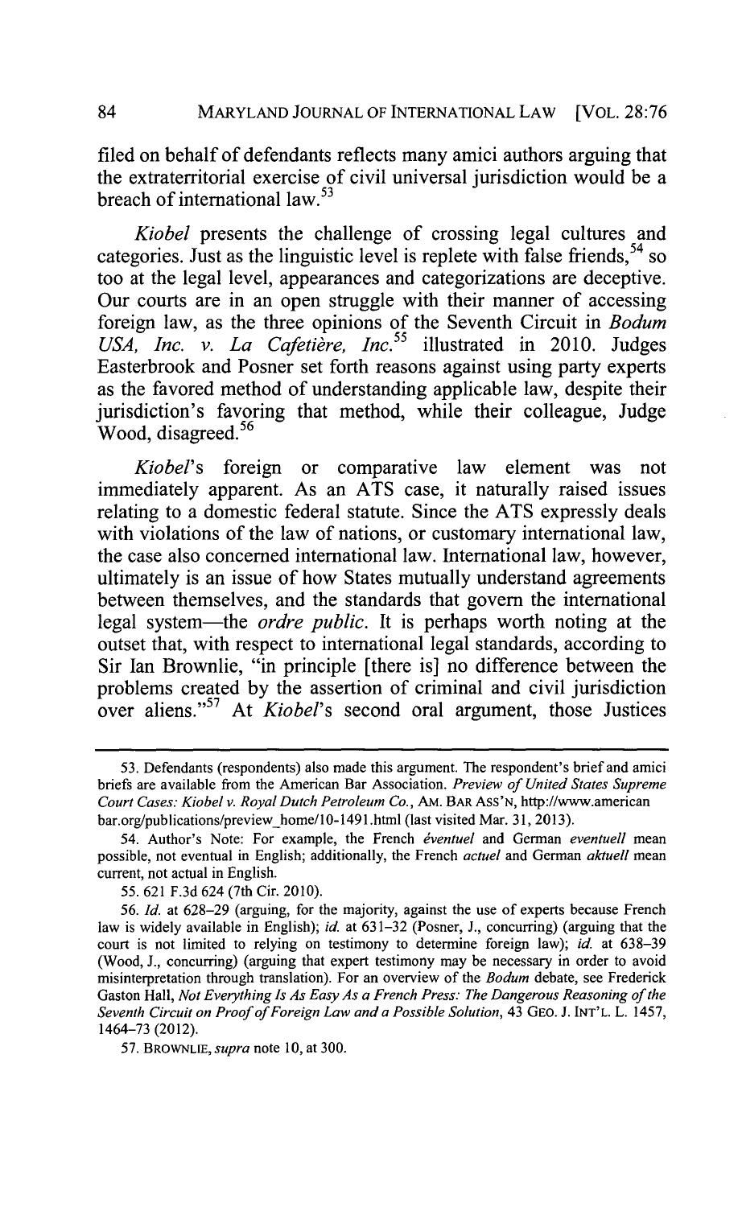filed on behalf of defendants reflects many amici authors arguing that the extraterritorial exercise of civil universal jurisdiction would be a breach of international law.[53]

*Kiobel* presents the challenge of crossing legal cultures and categories. Just as the linguistic level is replete with false friends,[54] so too at the legal level, appearances and categorizations are deceptive. Our courts are in an open struggle with their manner of accessing foreign law, as the three opinions of the Seventh Circuit in *Bodum USA, Inc. v. La Cafetière, Inc.*[55] illustrated in 2010. Judges Easterbrook and Posner set forth reasons against using party experts as the favored method of understanding applicable law, despite their jurisdiction's favoring that method, while their colleague, Judge Wood, disagreed.[56]

*Kiobel*'s foreign or comparative law element was not immediately apparent. As an ATS case, it naturally raised issues relating to a domestic federal statute. Since the ATS expressly deals with violations of the law of nations, or customary international law, the case also concerned international law. International law, however, ultimately is an issue of how States mutually understand agreements between themselves, and the standards that govern the international legal system—the *ordre public*. It is perhaps worth noting at the outset that, with respect to international legal standards, according to Sir Ian Brownlie, "in principle [there is] no difference between the problems created by the assertion of criminal and civil jurisdiction over aliens."[57] At *Kiobel*'s second oral argument, those Justices

---

53. Defendants (respondents) also made this argument. The respondent's brief and amici briefs are available from the American Bar Association. *Preview of United States Supreme Court Cases: Kiobel v. Royal Dutch Petroleum Co.*, AM. BAR ASS'N, http://www.americanbar.org/publications/preview_home/10-1491.html (last visited Mar. 31, 2013).

54. Author's Note: For example, the French *éventuel* and German *eventuell* mean possible, not eventual in English; additionally, the French *actuel* and German *aktuell* mean current, not actual in English.

55. 621 F.3d 624 (7th Cir. 2010).

56. *Id.* at 628–29 (arguing, for the majority, against the use of experts because French law is widely available in English); *id.* at 631–32 (Posner, J., concurring) (arguing that the court is not limited to relying on testimony to determine foreign law); *id.* at 638–39 (Wood, J., concurring) (arguing that expert testimony may be necessary in order to avoid misinterpretation through translation). For an overview of the *Bodum* debate, see Frederick Gaston Hall, *Not Everything Is As Easy As a French Press: The Dangerous Reasoning of the Seventh Circuit on Proof of Foreign Law and a Possible Solution*, 43 GEO. J. INT'L L. 1457, 1464–73 (2012).

57. BROWNLIE, *supra* note 10, at 300.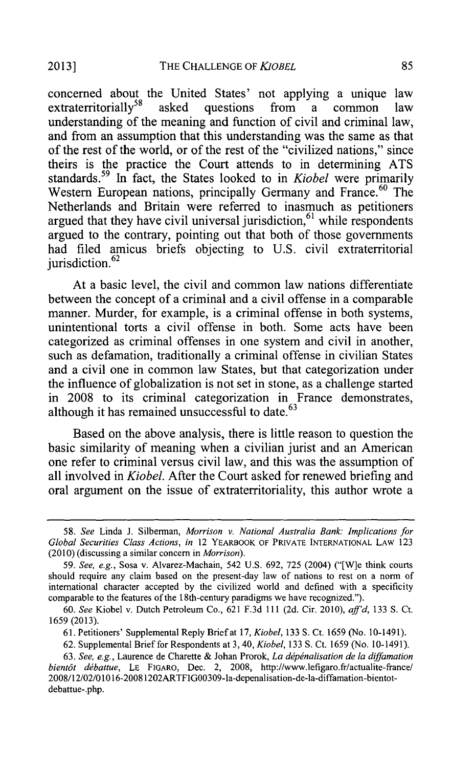concerned about the United States' not applying a unique law extraterritorially[58] asked questions from a common law understanding of the meaning and function of civil and criminal law, and from an assumption that this understanding was the same as that of the rest of the world, or of the rest of the "civilized nations," since theirs is the practice the Court attends to in determining ATS standards.[59] In fact, the States looked to in *Kiobel* were primarily Western European nations, principally Germany and France.[60] The Netherlands and Britain were referred to inasmuch as petitioners argued that they have civil universal jurisdiction,[61] while respondents argued to the contrary, pointing out that both of those governments had filed amicus briefs objecting to U.S. civil extraterritorial jurisdiction.[62]

At a basic level, the civil and common law nations differentiate between the concept of a criminal and a civil offense in a comparable manner. Murder, for example, is a criminal offense in both systems, unintentional torts a civil offense in both. Some acts have been categorized as criminal offenses in one system and civil in another, such as defamation, traditionally a criminal offense in civilian States and a civil one in common law States, but that categorization under the influence of globalization is not set in stone, as a challenge started in 2008 to its criminal categorization in France demonstrates, although it has remained unsuccessful to date.[63]

Based on the above analysis, there is little reason to question the basic similarity of meaning when a civilian jurist and an American one refer to criminal versus civil law, and this was the assumption of all involved in *Kiobel*. After the Court asked for renewed briefing and oral argument on the issue of extraterritoriality, this author wrote a

---

58. *See* Linda J. Silberman, *Morrison v. National Australia Bank: Implications for Global Securities Class Actions*, *in* 12 YEARBOOK OF PRIVATE INTERNATIONAL LAW 123 (2010) (discussing a similar concern in *Morrison*).

59. *See, e.g.*, Sosa v. Alvarez-Machain, 542 U.S. 692, 725 (2004) ("[W]e think courts should require any claim based on the present-day law of nations to rest on a norm of international character accepted by the civilized world and defined with a specificity comparable to the features of the 18th-century paradigms we have recognized.").

60. *See* Kiobel v. Dutch Petroleum Co., 621 F.3d 111 (2d. Cir. 2010), *aff'd*, 133 S. Ct. 1659 (2013).

61. Petitioners' Supplemental Reply Brief at 17, *Kiobel*, 133 S. Ct. 1659 (No. 10-1491).

62. Supplemental Brief for Respondents at 3, 40, *Kiobel*, 133 S. Ct. 1659 (No. 10-1491).

63. *See, e.g.*, Laurence de Charette & Johan Prorok, *La dépénalisation de la diffamation bientôt débattue*, LE FIGARO, Dec. 2, 2008, http://www.lefigaro.fr/actualite-france/2008/12/02/01016-20081202ARTFIG00309-la-depenalisation-de-la-diffamation-bientot-debattue-.php.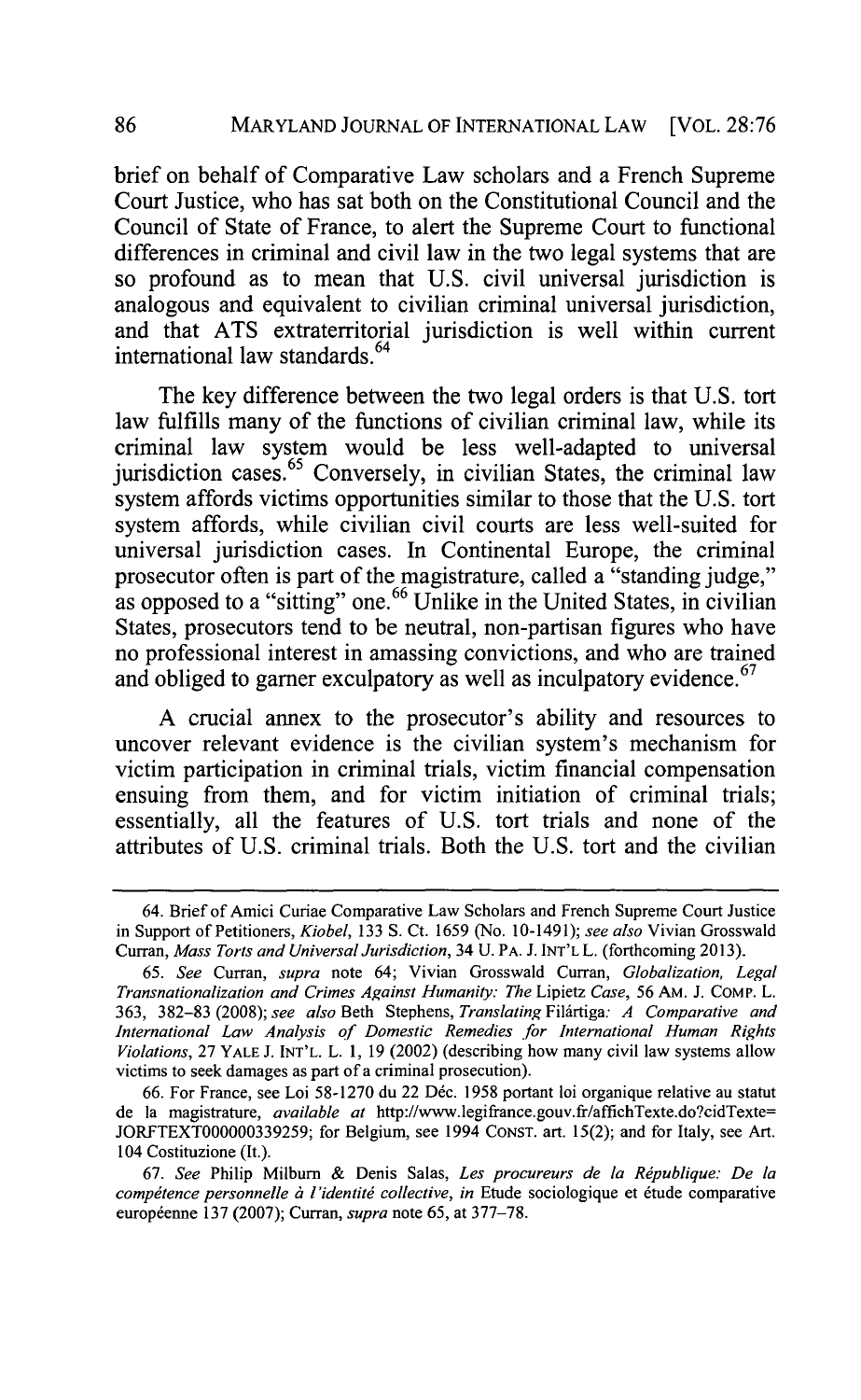brief on behalf of Comparative Law scholars and a French Supreme Court Justice, who has sat both on the Constitutional Council and the Council of State of France, to alert the Supreme Court to functional differences in criminal and civil law in the two legal systems that are so profound as to mean that U.S. civil universal jurisdiction is analogous and equivalent to civilian criminal universal jurisdiction, and that ATS extraterritorial jurisdiction is well within current international law standards.[64]

The key difference between the two legal orders is that U.S. tort law fulfills many of the functions of civilian criminal law, while its criminal law system would be less well-adapted to universal jurisdiction cases.[65] Conversely, in civilian States, the criminal law system affords victims opportunities similar to those that the U.S. tort system affords, while civilian civil courts are less well-suited for universal jurisdiction cases. In Continental Europe, the criminal prosecutor often is part of the magistrature, called a "standing judge," as opposed to a "sitting" one.[66] Unlike in the United States, in civilian States, prosecutors tend to be neutral, non-partisan figures who have no professional interest in amassing convictions, and who are trained and obliged to garner exculpatory as well as inculpatory evidence.[67]

A crucial annex to the prosecutor's ability and resources to uncover relevant evidence is the civilian system's mechanism for victim participation in criminal trials, victim financial compensation ensuing from them, and for victim initiation of criminal trials; essentially, all the features of U.S. tort trials and none of the attributes of U.S. criminal trials. Both the U.S. tort and the civilian

---

64. Brief of Amici Curiae Comparative Law Scholars and French Supreme Court Justice in Support of Petitioners, *Kiobel*, 133 S. Ct. 1659 (No. 10-1491); *see also* Vivian Grosswald Curran, *Mass Torts and Universal Jurisdiction*, 34 U. PA. J. INT'L L. (forthcoming 2013).

65. *See* Curran, *supra* note 64; Vivian Grosswald Curran, *Globalization, Legal Transnationalization and Crimes Against Humanity: The* Lipietz *Case*, 56 AM. J. COMP. L. 363, 382–83 (2008); *see also* Beth Stephens, *Translating* Filártiga*: A Comparative and International Law Analysis of Domestic Remedies for International Human Rights Violations*, 27 YALE J. INT'L L. 1, 19 (2002) (describing how many civil law systems allow victims to seek damages as part of a criminal prosecution).

66. For France, see Loi 58-1270 du 22 Déc. 1958 portant loi organique relative au statut de la magistrature, *available at* http://www.legifrance.gouv.fr/affichTexte.do?cidTexte=JORFTEXT000000339259; for Belgium, see 1994 CONST. art. 15(2); and for Italy, see Art. 104 Costituzione (It.).

67. *See* Philip Milburn & Denis Salas, *Les procureurs de la République: De la compétence personnelle à l'identité collective*, *in* Etude sociologique et étude comparative européenne 137 (2007); Curran, *supra* note 65, at 377–78.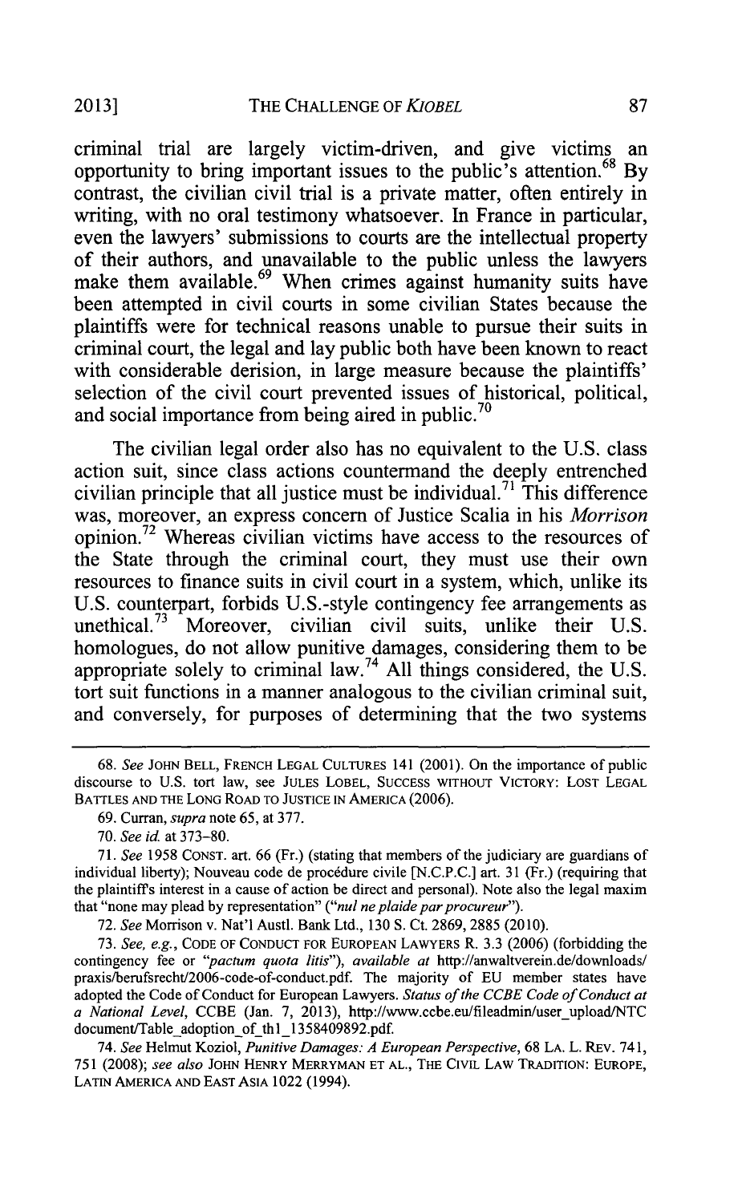criminal trial are largely victim-driven, and give victims an opportunity to bring important issues to the public's attention.[68] By contrast, the civilian civil trial is a private matter, often entirely in writing, with no oral testimony whatsoever. In France in particular, even the lawyers' submissions to courts are the intellectual property of their authors, and unavailable to the public unless the lawyers make them available.[69] When crimes against humanity suits have been attempted in civil courts in some civilian States because the plaintiffs were for technical reasons unable to pursue their suits in criminal court, the legal and lay public both have been known to react with considerable derision, in large measure because the plaintiffs' selection of the civil court prevented issues of historical, political, and social importance from being aired in public.[70]

The civilian legal order also has no equivalent to the U.S. class action suit, since class actions countermand the deeply entrenched civilian principle that all justice must be individual.[71] This difference was, moreover, an express concern of Justice Scalia in his *Morrison* opinion.[72] Whereas civilian victims have access to the resources of the State through the criminal court, they must use their own resources to finance suits in civil court in a system, which, unlike its U.S. counterpart, forbids U.S.-style contingency fee arrangements as unethical.[73] Moreover, civilian civil suits, unlike their U.S. homologues, do not allow punitive damages, considering them to be appropriate solely to criminal law.[74] All things considered, the U.S. tort suit functions in a manner analogous to the civilian criminal suit, and conversely, for purposes of determining that the two systems

---

68. *See* JOHN BELL, FRENCH LEGAL CULTURES 141 (2001). On the importance of public discourse to U.S. tort law, see JULES LOBEL, SUCCESS WITHOUT VICTORY: LOST LEGAL BATTLES AND THE LONG ROAD TO JUSTICE IN AMERICA (2006).

69. Curran, *supra* note 65, at 377.

70. *See id.* at 373–80.

71. *See* 1958 CONST. art. 66 (Fr.) (stating that members of the judiciary are guardians of individual liberty); Nouveau code de procédure civile [N.C.P.C.] art. 31 (Fr.) (requiring that the plaintiff's interest in a cause of action be direct and personal). Note also the legal maxim that "none may plead by representation" (*"nul ne plaide par procureur"*).

72. *See* Morrison v. Nat'l Austl. Bank Ltd., 130 S. Ct. 2869, 2885 (2010).

73. *See, e.g.*, CODE OF CONDUCT FOR EUROPEAN LAWYERS R. 3.3 (2006) (forbidding the contingency fee or *"pactum quota litis"*), *available at* http://anwaltverein.de/downloads/praxis/berufsrecht/2006-code-of-conduct.pdf. The majority of EU member states have adopted the Code of Conduct for European Lawyers. *Status of the CCBE Code of Conduct at a National Level*, CCBE (Jan. 7, 2013), http://www.ccbe.eu/fileadmin/user_upload/NTC document/Table_adoption_of_th1_1358409892.pdf.

74. *See* Helmut Koziol, *Punitive Damages: A European Perspective*, 68 LA. L. REV. 741, 751 (2008); *see also* JOHN HENRY MERRYMAN ET AL., THE CIVIL LAW TRADITION: EUROPE, LATIN AMERICA AND EAST ASIA 1022 (1994).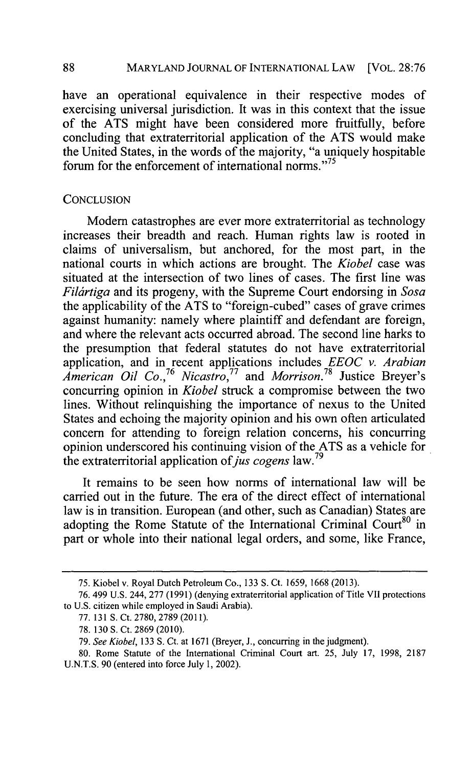have an operational equivalence in their respective modes of exercising universal jurisdiction. It was in this context that the issue of the ATS might have been considered more fruitfully, before concluding that extraterritorial application of the ATS would make the United States, in the words of the majority, "a uniquely hospitable forum for the enforcement of international norms."[75]

## CONCLUSION

Modern catastrophes are ever more extraterritorial as technology increases their breadth and reach. Human rights law is rooted in claims of universalism, but anchored, for the most part, in the national courts in which actions are brought. The *Kiobel* case was situated at the intersection of two lines of cases. The first line was *Filártiga* and its progeny, with the Supreme Court endorsing in *Sosa* the applicability of the ATS to "foreign-cubed" cases of grave crimes against humanity: namely where plaintiff and defendant are foreign, and where the relevant acts occurred abroad. The second line harks to the presumption that federal statutes do not have extraterritorial application, and in recent applications includes *EEOC v. Arabian American Oil Co.*,[76] *Nicastro*,[77] and *Morrison*.[78] Justice Breyer's concurring opinion in *Kiobel* struck a compromise between the two lines. Without relinquishing the importance of nexus to the United States and echoing the majority opinion and his own often articulated concern for attending to foreign relation concerns, his concurring opinion underscored his continuing vision of the ATS as a vehicle for the extraterritorial application of *jus cogens* law.[79]

It remains to be seen how norms of international law will be carried out in the future. The era of the direct effect of international law is in transition. European (and other, such as Canadian) States are adopting the Rome Statute of the International Criminal Court[80] in part or whole into their national legal orders, and some, like France,

---

75. Kiobel v. Royal Dutch Petroleum Co., 133 S. Ct. 1659, 1668 (2013).

76. 499 U.S. 244, 277 (1991) (denying extraterritorial application of Title VII protections to U.S. citizen while employed in Saudi Arabia).

77. 131 S. Ct. 2780, 2789 (2011).

78. 130 S. Ct. 2869 (2010).

79. *See Kiobel*, 133 S. Ct. at 1671 (Breyer, J., concurring in the judgment).

80. Rome Statute of the International Criminal Court art. 25, July 17, 1998, 2187 U.N.T.S. 90 (entered into force July 1, 2002).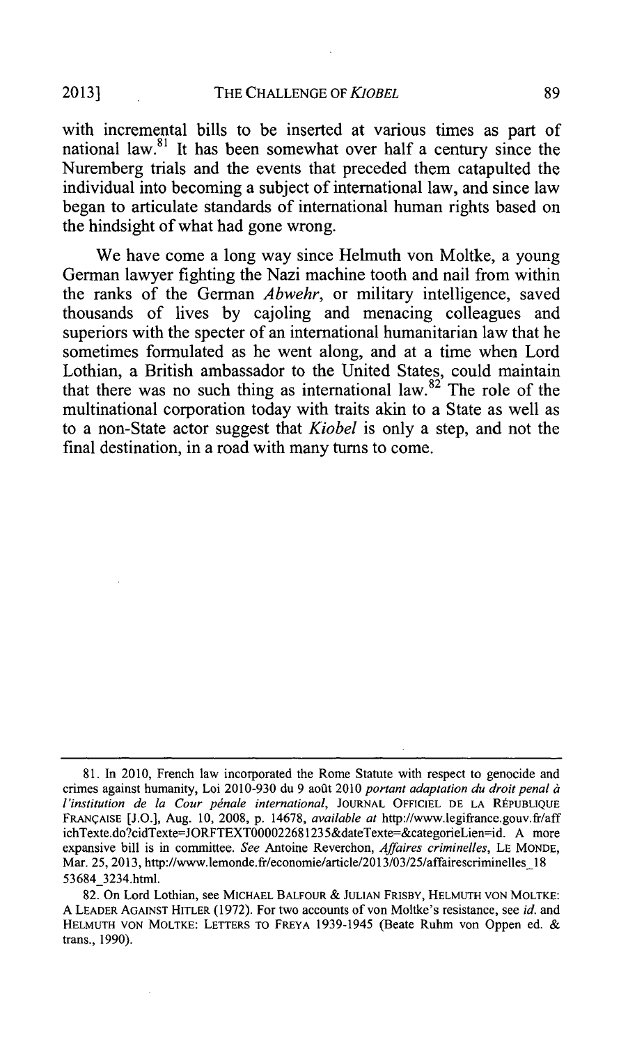with incremental bills to be inserted at various times as part of national law.[81] It has been somewhat over half a century since the Nuremberg trials and the events that preceded them catapulted the individual into becoming a subject of international law, and since law began to articulate standards of international human rights based on the hindsight of what had gone wrong.

We have come a long way since Helmuth von Moltke, a young German lawyer fighting the Nazi machine tooth and nail from within the ranks of the German *Abwehr*, or military intelligence, saved thousands of lives by cajoling and menacing colleagues and superiors with the specter of an international humanitarian law that he sometimes formulated as he went along, and at a time when Lord Lothian, a British ambassador to the United States, could maintain that there was no such thing as international law.[82] The role of the multinational corporation today with traits akin to a State as well as to a non-State actor suggest that *Kiobel* is only a step, and not the final destination, in a road with many turns to come.

---

81. In 2010, French law incorporated the Rome Statute with respect to genocide and crimes against humanity, Loi 2010-930 du 9 août 2010 *portant adaptation du droit penal à l'institution de la Cour pénale international*, JOURNAL OFFICIEL DE LA RÉPUBLIQUE FRANÇAISE [J.O.], Aug. 10, 2008, p. 14678, *available at* http://www.legifrance.gouv.fr/affichTexte.do?cidTexte=JORFTEXT000022681235&dateTexte=&categorieLien=id. A more expansive bill is in committee. *See* Antoine Reverchon, *Affaires criminelles*, LE MONDE, Mar. 25, 2013, http://www.lemonde.fr/economie/article/2013/03/25/affairescriminelles_1853684_3234.html.

82. On Lord Lothian, see MICHAEL BALFOUR & JULIAN FRISBY, HELMUTH VON MOLTKE: A LEADER AGAINST HITLER (1972). For two accounts of von Moltke's resistance, see *id.* and HELMUTH VON MOLTKE: LETTERS TO FREYA 1939-1945 (Beate Ruhm von Oppen ed. & trans., 1990).